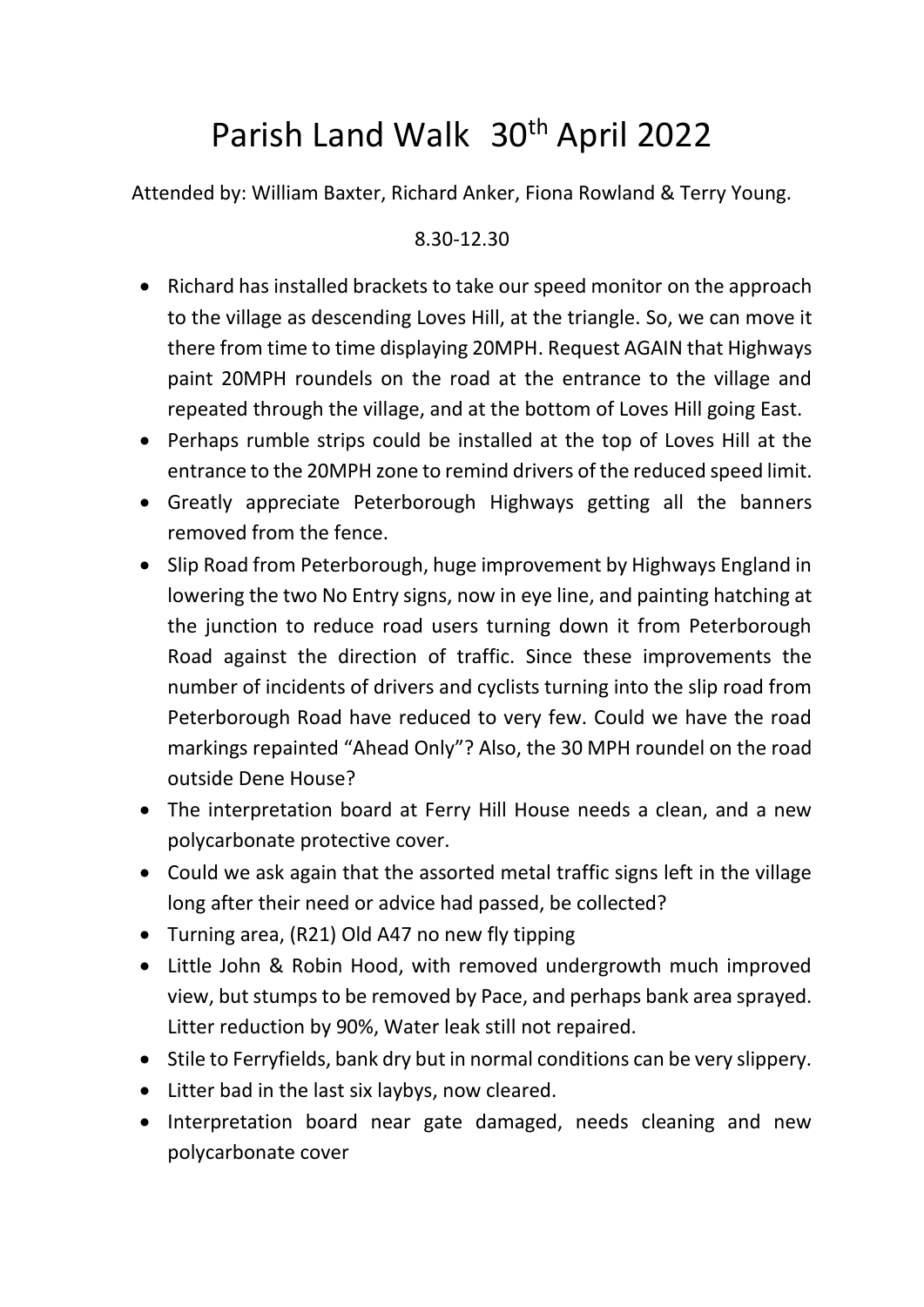# Parish Land Walk 30th April 2022

Attended by: William Baxter, Richard Anker, Fiona Rowland & Terry Young.

8.30-12.30

- Richard has installed brackets to take our speed monitor on the approach to the village as descending Loves Hill, at the triangle. So, we can move it there from time to time displaying 20MPH. Request AGAIN that Highways paint 20MPH roundels on the road at the entrance to the village and repeated through the village, and at the bottom of Loves Hill going East.
- Perhaps rumble strips could be installed at the top of Loves Hill at the entrance to the 20MPH zone to remind drivers of the reduced speed limit.
- Greatly appreciate Peterborough Highways getting all the banners removed from the fence.
- Slip Road from Peterborough, huge improvement by Highways England in lowering the two No Entry signs, now in eye line, and painting hatching at the junction to reduce road users turning down it from Peterborough Road against the direction of traffic. Since these improvements the number of incidents of drivers and cyclists turning into the slip road from Peterborough Road have reduced to very few. Could we have the road markings repainted "Ahead Only"? Also, the 30 MPH roundel on the road outside Dene House?
- The interpretation board at Ferry Hill House needs a clean, and a new polycarbonate protective cover.
- Could we ask again that the assorted metal traffic signs left in the village long after their need or advice had passed, be collected?
- Turning area, (R21) Old A47 no new fly tipping
- Little John & Robin Hood, with removed undergrowth much improved view, but stumps to be removed by Pace, and perhaps bank area sprayed. Litter reduction by 90%, Water leak still not repaired.
- Stile to Ferryfields, bank dry but in normal conditions can be very slippery.
- Litter bad in the last six laybys, now cleared.
- Interpretation board near gate damaged, needs cleaning and new polycarbonate cover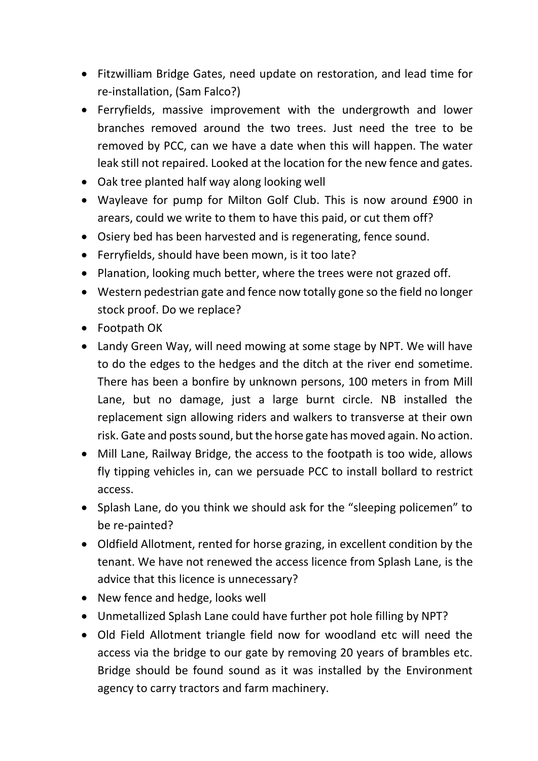- Fitzwilliam Bridge Gates, need update on restoration, and lead time for re-installation, (Sam Falco?)
- Ferryfields, massive improvement with the undergrowth and lower branches removed around the two trees. Just need the tree to be removed by PCC, can we have a date when this will happen. The water leak still not repaired. Looked at the location for the new fence and gates.
- Oak tree planted half way along looking well
- Wayleave for pump for Milton Golf Club. This is now around £900 in arears, could we write to them to have this paid, or cut them off?
- Osiery bed has been harvested and is regenerating, fence sound.
- Ferryfields, should have been mown, is it too late?
- Planation, looking much better, where the trees were not grazed off.
- Western pedestrian gate and fence now totally gone so the field no longer stock proof. Do we replace?
- Footpath OK
- Landy Green Way, will need mowing at some stage by NPT. We will have to do the edges to the hedges and the ditch at the river end sometime. There has been a bonfire by unknown persons, 100 meters in from Mill Lane, but no damage, just a large burnt circle. NB installed the replacement sign allowing riders and walkers to transverse at their own risk. Gate and posts sound, but the horse gate has moved again. No action.
- Mill Lane, Railway Bridge, the access to the footpath is too wide, allows fly tipping vehicles in, can we persuade PCC to install bollard to restrict access.
- Splash Lane, do you think we should ask for the "sleeping policemen" to be re-painted?
- Oldfield Allotment, rented for horse grazing, in excellent condition by the tenant. We have not renewed the access licence from Splash Lane, is the advice that this licence is unnecessary?
- New fence and hedge, looks well
- Unmetallized Splash Lane could have further pot hole filling by NPT?
- Old Field Allotment triangle field now for woodland etc will need the access via the bridge to our gate by removing 20 years of brambles etc. Bridge should be found sound as it was installed by the Environment agency to carry tractors and farm machinery.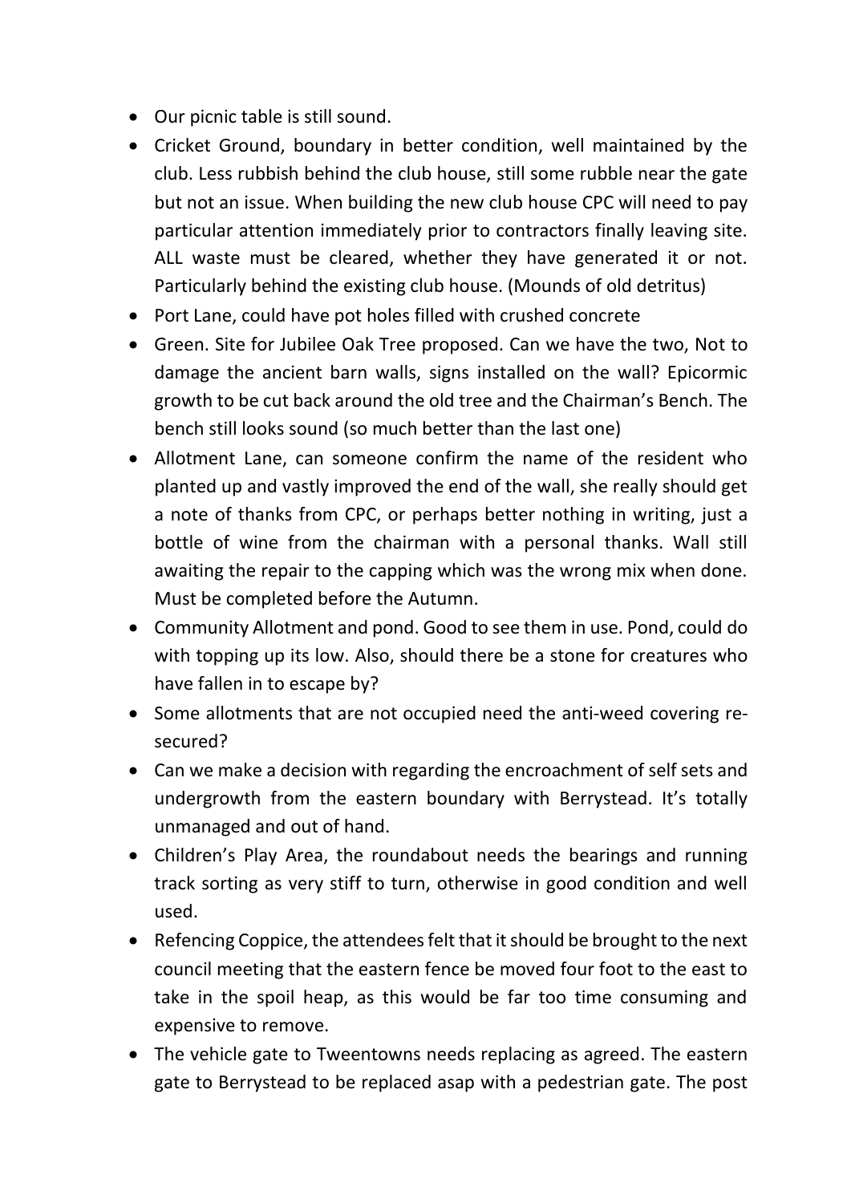- Our picnic table is still sound.
- Cricket Ground, boundary in better condition, well maintained by the club. Less rubbish behind the club house, still some rubble near the gate but not an issue. When building the new club house CPC will need to pay particular attention immediately prior to contractors finally leaving site. ALL waste must be cleared, whether they have generated it or not. Particularly behind the existing club house. (Mounds of old detritus)
- Port Lane, could have pot holes filled with crushed concrete
- Green. Site for Jubilee Oak Tree proposed. Can we have the two, Not to damage the ancient barn walls, signs installed on the wall? Epicormic growth to be cut back around the old tree and the Chairman's Bench. The bench still looks sound (so much better than the last one)
- Allotment Lane, can someone confirm the name of the resident who planted up and vastly improved the end of the wall, she really should get a note of thanks from CPC, or perhaps better nothing in writing, just a bottle of wine from the chairman with a personal thanks. Wall still awaiting the repair to the capping which was the wrong mix when done. Must be completed before the Autumn.
- Community Allotment and pond. Good to see them in use. Pond, could do with topping up its low. Also, should there be a stone for creatures who have fallen in to escape by?
- Some allotments that are not occupied need the anti-weed covering re-secured?
- Can we make a decision with regarding the encroachment of self sets and undergrowth from the eastern boundary with Berrystead. It's totally unmanaged and out of hand.
- Children's Play Area, the roundabout needs the bearings and running track sorting as very stiff to turn, otherwise in good condition and well used.
- Refencing Coppice, the attendees felt that it should be brought to the next council meeting that the eastern fence be moved four foot to the east to take in the spoil heap, as this would be far too time consuming and expensive to remove.
- The vehicle gate to Tweentowns needs replacing as agreed. The eastern gate to Berrystead to be replaced asap with a pedestrian gate. The post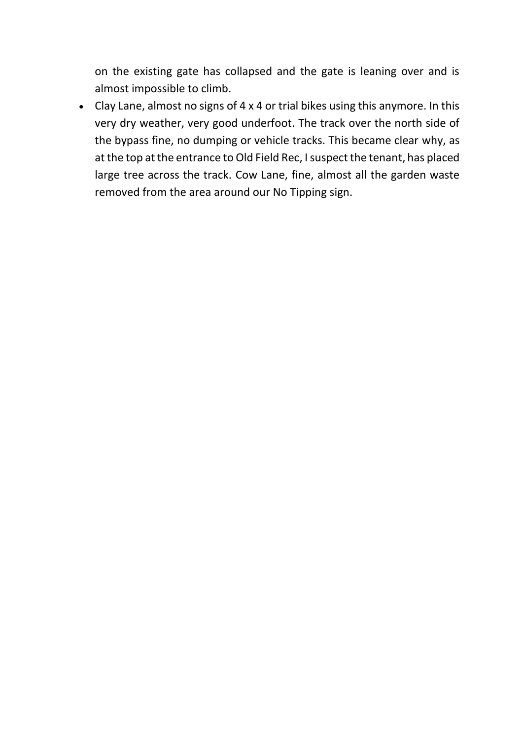on the existing gate has collapsed and the gate is leaning over and is almost impossible to climb.

- Clay Lane, almost no signs of 4 x 4 or trial bikes using this anymore. In this very dry weather, very good underfoot. The track over the north side of the bypass fine, no dumping or vehicle tracks. This became clear why, as at the top at the entrance to Old Field Rec, I suspect the tenant, has placed large tree across the track. Cow Lane, fine, almost all the garden waste removed from the area around our No Tipping sign.